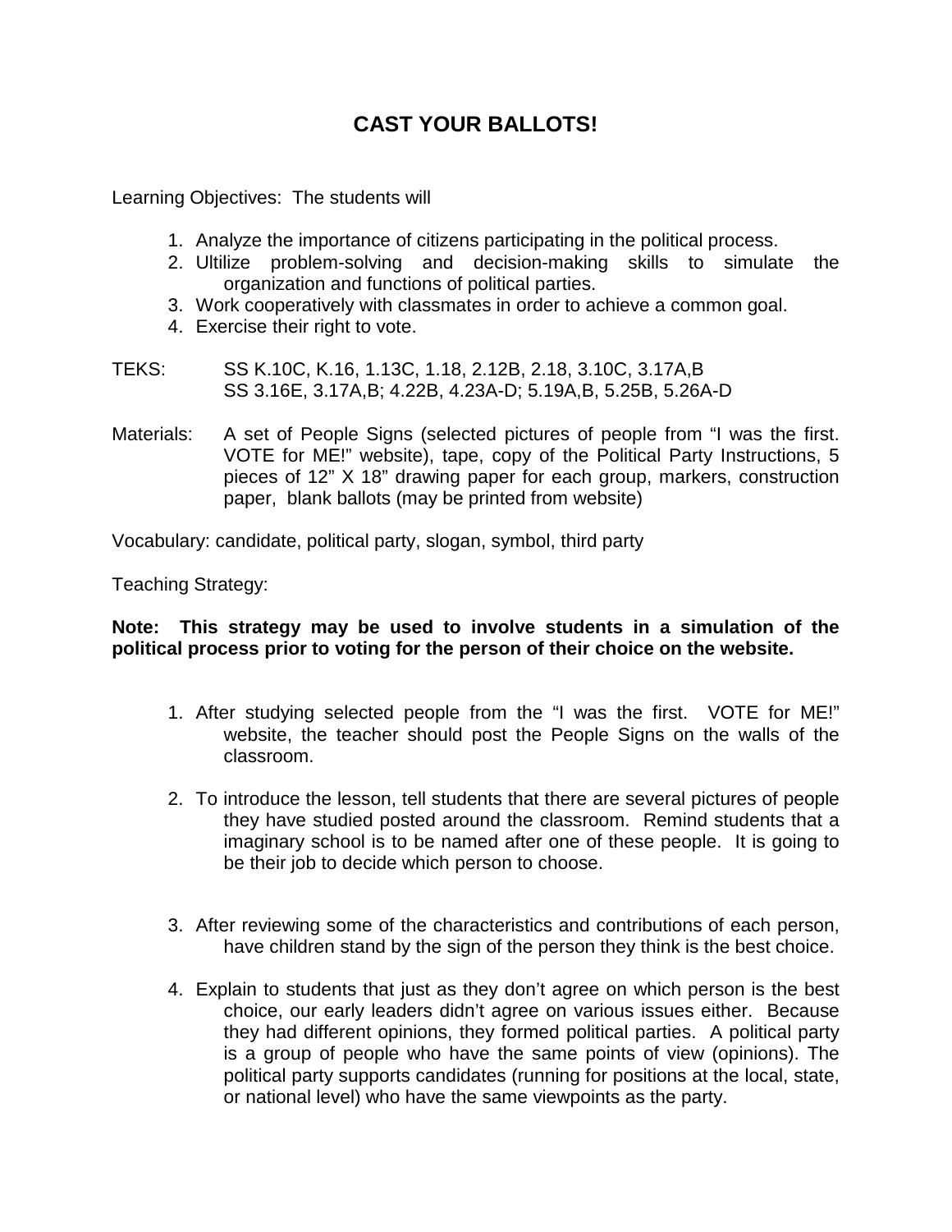# CAST YOUR BALLOTS!

Learning Objectives: The students will

1. Analyze the importance of citizens participating in the political process.
2. Ultilize problem-solving and decision-making skills to simulate the organization and functions of political parties.
3. Work cooperatively with classmates in order to achieve a common goal.
4. Exercise their right to vote.

TEKS: SS K.10C, K.16, 1.13C, 1.18, 2.12B, 2.18, 3.10C, 3.17A,B
SS 3.16E, 3.17A,B; 4.22B, 4.23A-D; 5.19A,B, 5.25B, 5.26A-D

Materials: A set of People Signs (selected pictures of people from "I was the first. VOTE for ME!" website), tape, copy of the Political Party Instructions, 5 pieces of 12" X 18" drawing paper for each group, markers, construction paper, blank ballots (may be printed from website)

Vocabulary: candidate, political party, slogan, symbol, third party

Teaching Strategy:

**Note: This strategy may be used to involve students in a simulation of the political process prior to voting for the person of their choice on the website.**

1. After studying selected people from the "I was the first. VOTE for ME!" website, the teacher should post the People Signs on the walls of the classroom.

2. To introduce the lesson, tell students that there are several pictures of people they have studied posted around the classroom. Remind students that a imaginary school is to be named after one of these people. It is going to be their job to decide which person to choose.

3. After reviewing some of the characteristics and contributions of each person, have children stand by the sign of the person they think is the best choice.

4. Explain to students that just as they don't agree on which person is the best choice, our early leaders didn't agree on various issues either. Because they had different opinions, they formed political parties. A political party is a group of people who have the same points of view (opinions). The political party supports candidates (running for positions at the local, state, or national level) who have the same viewpoints as the party.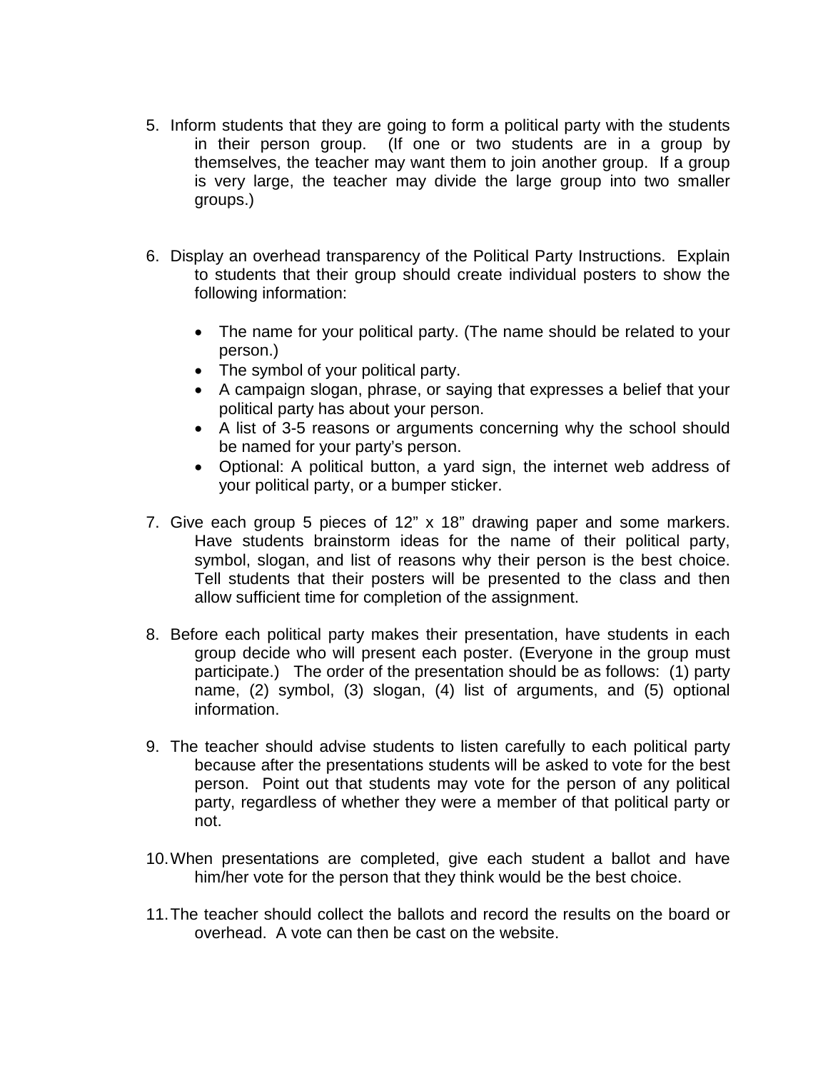5. Inform students that they are going to form a political party with the students in their person group. (If one or two students are in a group by themselves, the teacher may want them to join another group. If a group is very large, the teacher may divide the large group into two smaller groups.)

6. Display an overhead transparency of the Political Party Instructions. Explain to students that their group should create individual posters to show the following information:

   - The name for your political party. (The name should be related to your person.)
   - The symbol of your political party.
   - A campaign slogan, phrase, or saying that expresses a belief that your political party has about your person.
   - A list of 3-5 reasons or arguments concerning why the school should be named for your party's person.
   - Optional: A political button, a yard sign, the internet web address of your political party, or a bumper sticker.

7. Give each group 5 pieces of 12" x 18" drawing paper and some markers. Have students brainstorm ideas for the name of their political party, symbol, slogan, and list of reasons why their person is the best choice. Tell students that their posters will be presented to the class and then allow sufficient time for completion of the assignment.

8. Before each political party makes their presentation, have students in each group decide who will present each poster. (Everyone in the group must participate.) The order of the presentation should be as follows: (1) party name, (2) symbol, (3) slogan, (4) list of arguments, and (5) optional information.

9. The teacher should advise students to listen carefully to each political party because after the presentations students will be asked to vote for the best person. Point out that students may vote for the person of any political party, regardless of whether they were a member of that political party or not.

10. When presentations are completed, give each student a ballot and have him/her vote for the person that they think would be the best choice.

11. The teacher should collect the ballots and record the results on the board or overhead. A vote can then be cast on the website.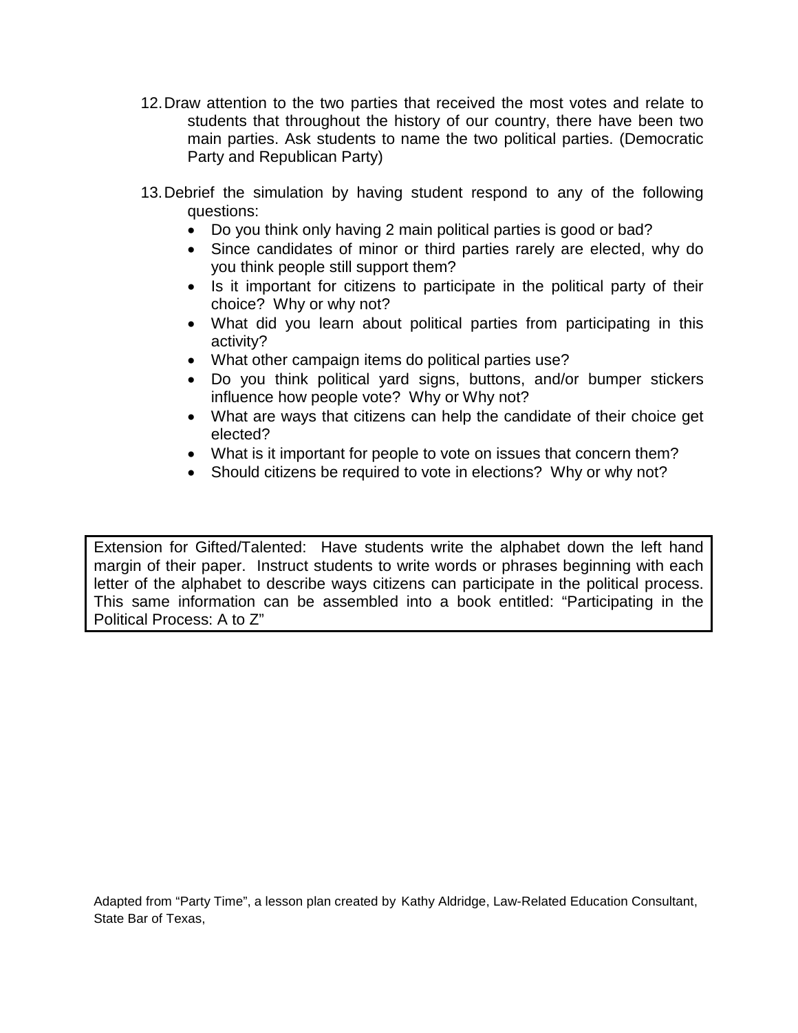12. Draw attention to the two parties that received the most votes and relate to students that throughout the history of our country, there have been two main parties. Ask students to name the two political parties. (Democratic Party and Republican Party)

13. Debrief the simulation by having student respond to any of the following questions:
    - Do you think only having 2 main political parties is good or bad?
    - Since candidates of minor or third parties rarely are elected, why do you think people still support them?
    - Is it important for citizens to participate in the political party of their choice? Why or why not?
    - What did you learn about political parties from participating in this activity?
    - What other campaign items do political parties use?
    - Do you think political yard signs, buttons, and/or bumper stickers influence how people vote? Why or Why not?
    - What are ways that citizens can help the candidate of their choice get elected?
    - What is it important for people to vote on issues that concern them?
    - Should citizens be required to vote in elections? Why or why not?

Extension for Gifted/Talented: Have students write the alphabet down the left hand margin of their paper. Instruct students to write words or phrases beginning with each letter of the alphabet to describe ways citizens can participate in the political process. This same information can be assembled into a book entitled: "Participating in the Political Process: A to Z"

Adapted from "Party Time", a lesson plan created by Kathy Aldridge, Law-Related Education Consultant, State Bar of Texas,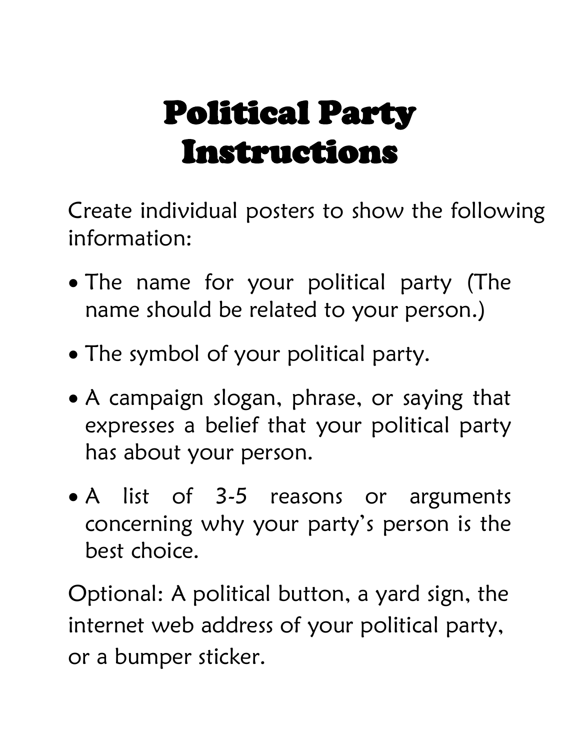# Political Party Instructions

Create individual posters to show the following information:

- The name for your political party (The name should be related to your person.)
- The symbol of your political party.
- A campaign slogan, phrase, or saying that expresses a belief that your political party has about your person.
- A list of 3-5 reasons or arguments concerning why your party's person is the best choice.

Optional: A political button, a yard sign, the internet web address of your political party, or a bumper sticker.